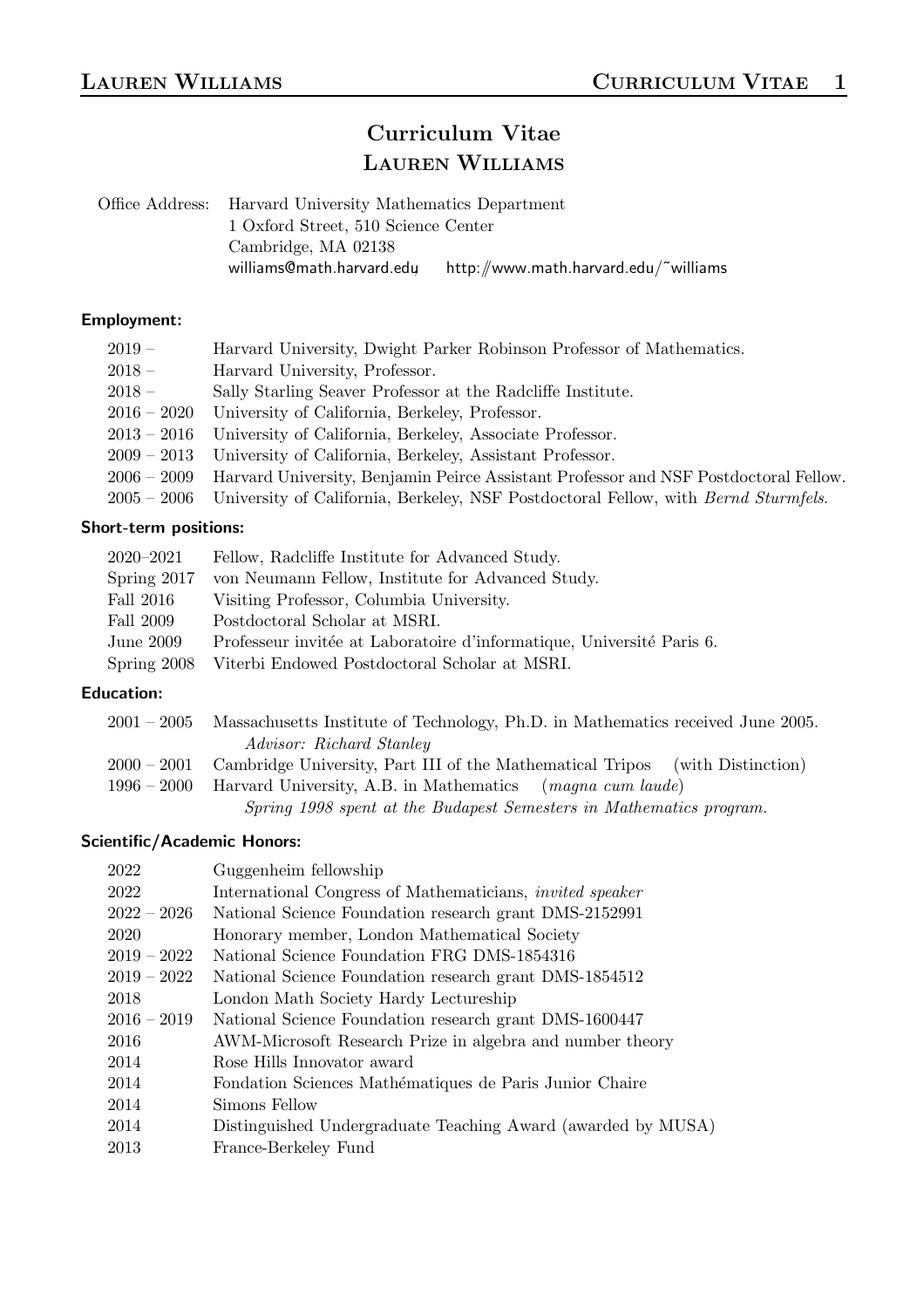# Curriculum Vitae
# Lauren Williams

Office Address: Harvard University Mathematics Department
1 Oxford Street, 510 Science Center
Cambridge, MA 02138
williams@math.harvard.edu http://www.math.harvard.edu/~williams

### Employment:

| | |
|---|---|
| 2019 – | Harvard University, Dwight Parker Robinson Professor of Mathematics. |
| 2018 – | Harvard University, Professor. |
| 2018 – | Sally Starling Seaver Professor at the Radcliffe Institute. |
| 2016 – 2020 | University of California, Berkeley, Professor. |
| 2013 – 2016 | University of California, Berkeley, Associate Professor. |
| 2009 – 2013 | University of California, Berkeley, Assistant Professor. |
| 2006 – 2009 | Harvard University, Benjamin Peirce Assistant Professor and NSF Postdoctoral Fellow. |
| 2005 – 2006 | University of California, Berkeley, NSF Postdoctoral Fellow, with *Bernd Sturmfels*. |

### Short-term positions:

| | |
|---|---|
| 2020–2021 | Fellow, Radcliffe Institute for Advanced Study. |
| Spring 2017 | von Neumann Fellow, Institute for Advanced Study. |
| Fall 2016 | Visiting Professor, Columbia University. |
| Fall 2009 | Postdoctoral Scholar at MSRI. |
| June 2009 | Professeur invitée at Laboratoire d'informatique, Université Paris 6. |
| Spring 2008 | Viterbi Endowed Postdoctoral Scholar at MSRI. |

### Education:

| | |
|---|---|
| 2001 – 2005 | Massachusetts Institute of Technology, Ph.D. in Mathematics received June 2005. *Advisor: Richard Stanley* |
| 2000 – 2001 | Cambridge University, Part III of the Mathematical Tripos (with Distinction) |
| 1996 – 2000 | Harvard University, A.B. in Mathematics (*magna cum laude*) *Spring 1998 spent at the Budapest Semesters in Mathematics program.* |

### Scientific/Academic Honors:

| | |
|---|---|
| 2022 | Guggenheim fellowship |
| 2022 | International Congress of Mathematicians, *invited speaker* |
| 2022 – 2026 | National Science Foundation research grant DMS-2152991 |
| 2020 | Honorary member, London Mathematical Society |
| 2019 – 2022 | National Science Foundation FRG DMS-1854316 |
| 2019 – 2022 | National Science Foundation research grant DMS-1854512 |
| 2018 | London Math Society Hardy Lectureship |
| 2016 – 2019 | National Science Foundation research grant DMS-1600447 |
| 2016 | AWM-Microsoft Research Prize in algebra and number theory |
| 2014 | Rose Hills Innovator award |
| 2014 | Fondation Sciences Mathématiques de Paris Junior Chaire |
| 2014 | Simons Fellow |
| 2014 | Distinguished Undergraduate Teaching Award (awarded by MUSA) |
| 2013 | France-Berkeley Fund |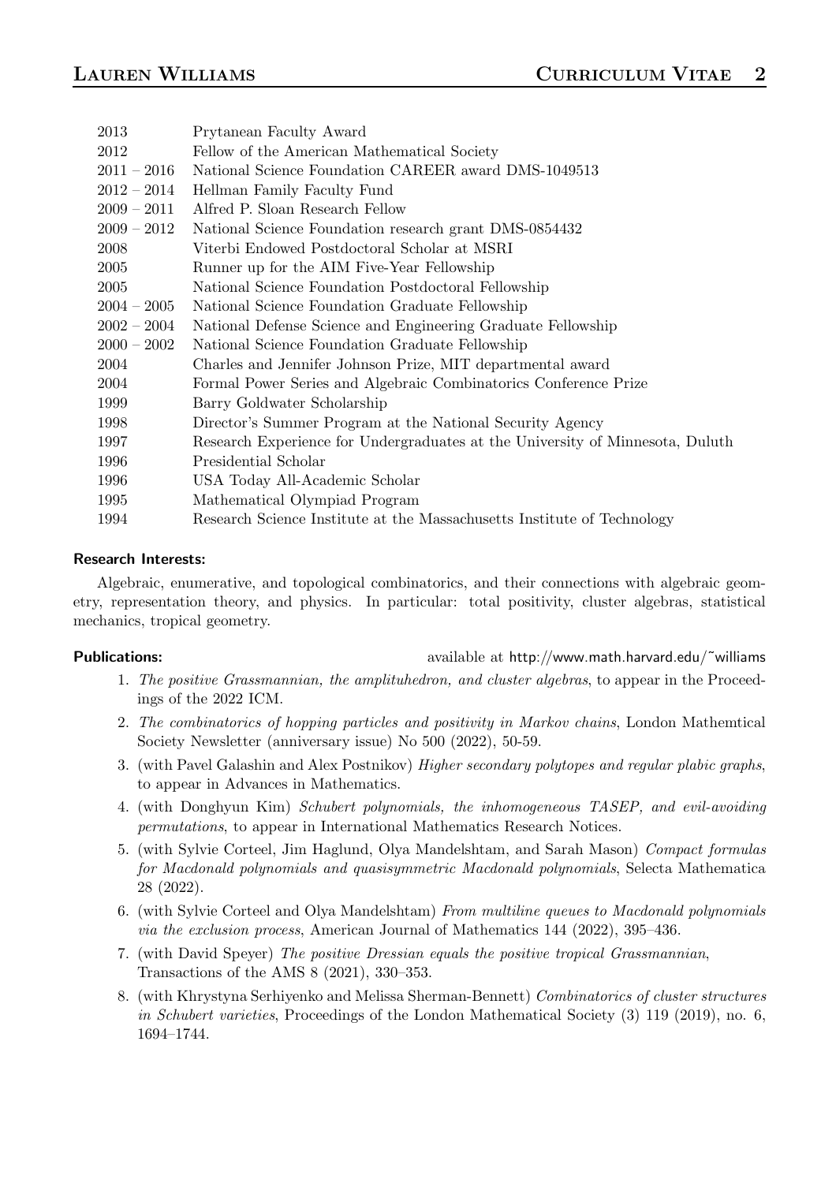| | |
|---|---|
| 2013 | Prytanean Faculty Award |
| 2012 | Fellow of the American Mathematical Society |
| 2011 – 2016 | National Science Foundation CAREER award DMS-1049513 |
| 2012 – 2014 | Hellman Family Faculty Fund |
| 2009 – 2011 | Alfred P. Sloan Research Fellow |
| 2009 – 2012 | National Science Foundation research grant DMS-0854432 |
| 2008 | Viterbi Endowed Postdoctoral Scholar at MSRI |
| 2005 | Runner up for the AIM Five-Year Fellowship |
| 2005 | National Science Foundation Postdoctoral Fellowship |
| 2004 – 2005 | National Science Foundation Graduate Fellowship |
| 2002 – 2004 | National Defense Science and Engineering Graduate Fellowship |
| 2000 – 2002 | National Science Foundation Graduate Fellowship |
| 2004 | Charles and Jennifer Johnson Prize, MIT departmental award |
| 2004 | Formal Power Series and Algebraic Combinatorics Conference Prize |
| 1999 | Barry Goldwater Scholarship |
| 1998 | Director's Summer Program at the National Security Agency |
| 1997 | Research Experience for Undergraduates at the University of Minnesota, Duluth |
| 1996 | Presidential Scholar |
| 1996 | USA Today All-Academic Scholar |
| 1995 | Mathematical Olympiad Program |
| 1994 | Research Science Institute at the Massachusetts Institute of Technology |

**Research Interests:**

Algebraic, enumerative, and topological combinatorics, and their connections with algebraic geometry, representation theory, and physics. In particular: total positivity, cluster algebras, statistical mechanics, tropical geometry.

**Publications:** available at http://www.math.harvard.edu/~williams

1. *The positive Grassmannian, the amplituhedron, and cluster algebras*, to appear in the Proceedings of the 2022 ICM.
2. *The combinatorics of hopping particles and positivity in Markov chains*, London Mathemtical Society Newsletter (anniversary issue) No 500 (2022), 50-59.
3. (with Pavel Galashin and Alex Postnikov) *Higher secondary polytopes and regular plabic graphs*, to appear in Advances in Mathematics.
4. (with Donghyun Kim) *Schubert polynomials, the inhomogeneous TASEP, and evil-avoiding permutations*, to appear in International Mathematics Research Notices.
5. (with Sylvie Corteel, Jim Haglund, Olya Mandelshtam, and Sarah Mason) *Compact formulas for Macdonald polynomials and quasisymmetric Macdonald polynomials*, Selecta Mathematica 28 (2022).
6. (with Sylvie Corteel and Olya Mandelshtam) *From multiline queues to Macdonald polynomials via the exclusion process*, American Journal of Mathematics 144 (2022), 395–436.
7. (with David Speyer) *The positive Dressian equals the positive tropical Grassmannian*, Transactions of the AMS 8 (2021), 330–353.
8. (with Khrystyna Serhiyenko and Melissa Sherman-Bennett) *Combinatorics of cluster structures in Schubert varieties*, Proceedings of the London Mathematical Society (3) 119 (2019), no. 6, 1694–1744.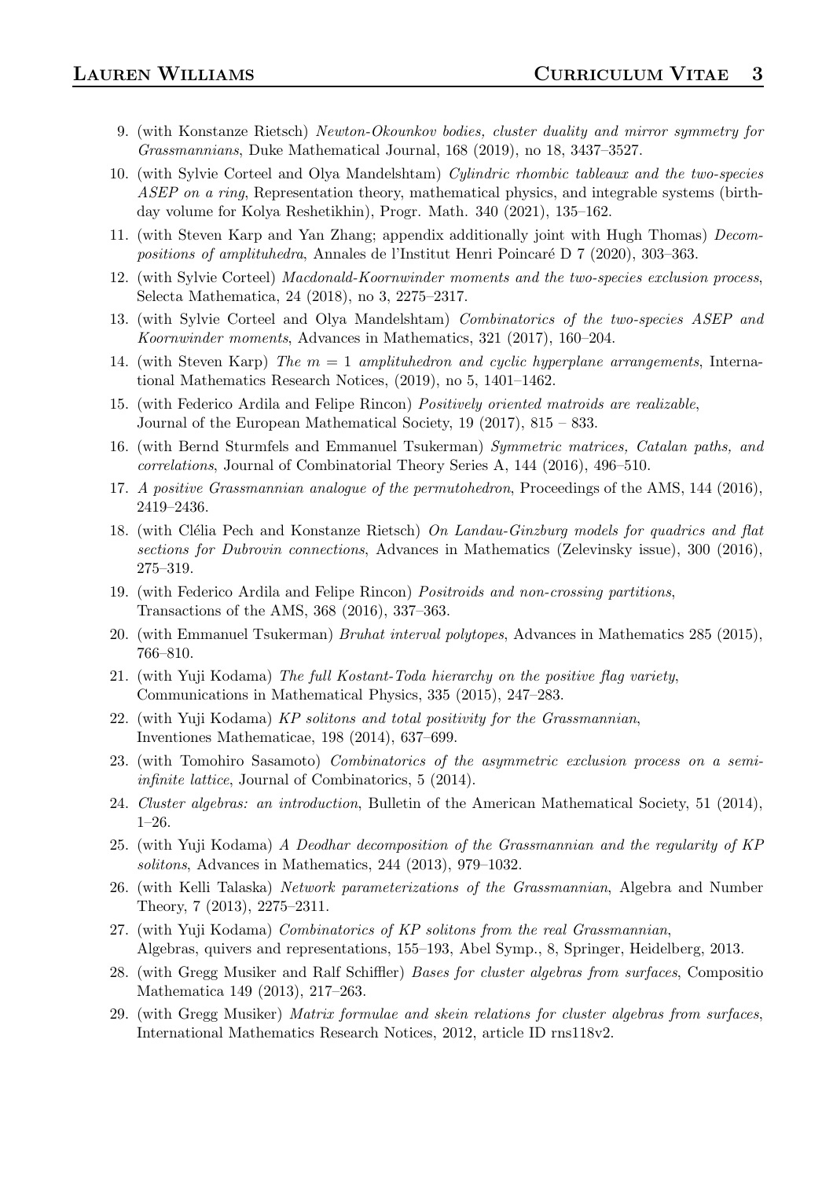9. (with Konstanze Rietsch) *Newton-Okounkov bodies, cluster duality and mirror symmetry for Grassmannians*, Duke Mathematical Journal, 168 (2019), no 18, 3437–3527.
10. (with Sylvie Corteel and Olya Mandelshtam) *Cylindric rhombic tableaux and the two-species ASEP on a ring*, Representation theory, mathematical physics, and integrable systems (birthday volume for Kolya Reshetikhin), Progr. Math. 340 (2021), 135–162.
11. (with Steven Karp and Yan Zhang; appendix additionally joint with Hugh Thomas) *Decompositions of amplituhedra*, Annales de l'Institut Henri Poincaré D 7 (2020), 303–363.
12. (with Sylvie Corteel) *Macdonald-Koornwinder moments and the two-species exclusion process*, Selecta Mathematica, 24 (2018), no 3, 2275–2317.
13. (with Sylvie Corteel and Olya Mandelshtam) *Combinatorics of the two-species ASEP and Koornwinder moments*, Advances in Mathematics, 321 (2017), 160–204.
14. (with Steven Karp) *The $m = 1$ amplituhedron and cyclic hyperplane arrangements*, International Mathematics Research Notices, (2019), no 5, 1401–1462.
15. (with Federico Ardila and Felipe Rincon) *Positively oriented matroids are realizable*, Journal of the European Mathematical Society, 19 (2017), 815 – 833.
16. (with Bernd Sturmfels and Emmanuel Tsukerman) *Symmetric matrices, Catalan paths, and correlations*, Journal of Combinatorial Theory Series A, 144 (2016), 496–510.
17. *A positive Grassmannian analogue of the permutohedron*, Proceedings of the AMS, 144 (2016), 2419–2436.
18. (with Clélia Pech and Konstanze Rietsch) *On Landau-Ginzburg models for quadrics and flat sections for Dubrovin connections*, Advances in Mathematics (Zelevinsky issue), 300 (2016), 275–319.
19. (with Federico Ardila and Felipe Rincon) *Positroids and non-crossing partitions*, Transactions of the AMS, 368 (2016), 337–363.
20. (with Emmanuel Tsukerman) *Bruhat interval polytopes*, Advances in Mathematics 285 (2015), 766–810.
21. (with Yuji Kodama) *The full Kostant-Toda hierarchy on the positive flag variety*, Communications in Mathematical Physics, 335 (2015), 247–283.
22. (with Yuji Kodama) *KP solitons and total positivity for the Grassmannian*, Inventiones Mathematicae, 198 (2014), 637–699.
23. (with Tomohiro Sasamoto) *Combinatorics of the asymmetric exclusion process on a semi-infinite lattice*, Journal of Combinatorics, 5 (2014).
24. *Cluster algebras: an introduction*, Bulletin of the American Mathematical Society, 51 (2014), 1–26.
25. (with Yuji Kodama) *A Deodhar decomposition of the Grassmannian and the regularity of KP solitons*, Advances in Mathematics, 244 (2013), 979–1032.
26. (with Kelli Talaska) *Network parameterizations of the Grassmannian*, Algebra and Number Theory, 7 (2013), 2275–2311.
27. (with Yuji Kodama) *Combinatorics of KP solitons from the real Grassmannian*, Algebras, quivers and representations, 155–193, Abel Symp., 8, Springer, Heidelberg, 2013.
28. (with Gregg Musiker and Ralf Schiffler) *Bases for cluster algebras from surfaces*, Compositio Mathematica 149 (2013), 217–263.
29. (with Gregg Musiker) *Matrix formulae and skein relations for cluster algebras from surfaces*, International Mathematics Research Notices, 2012, article ID rns118v2.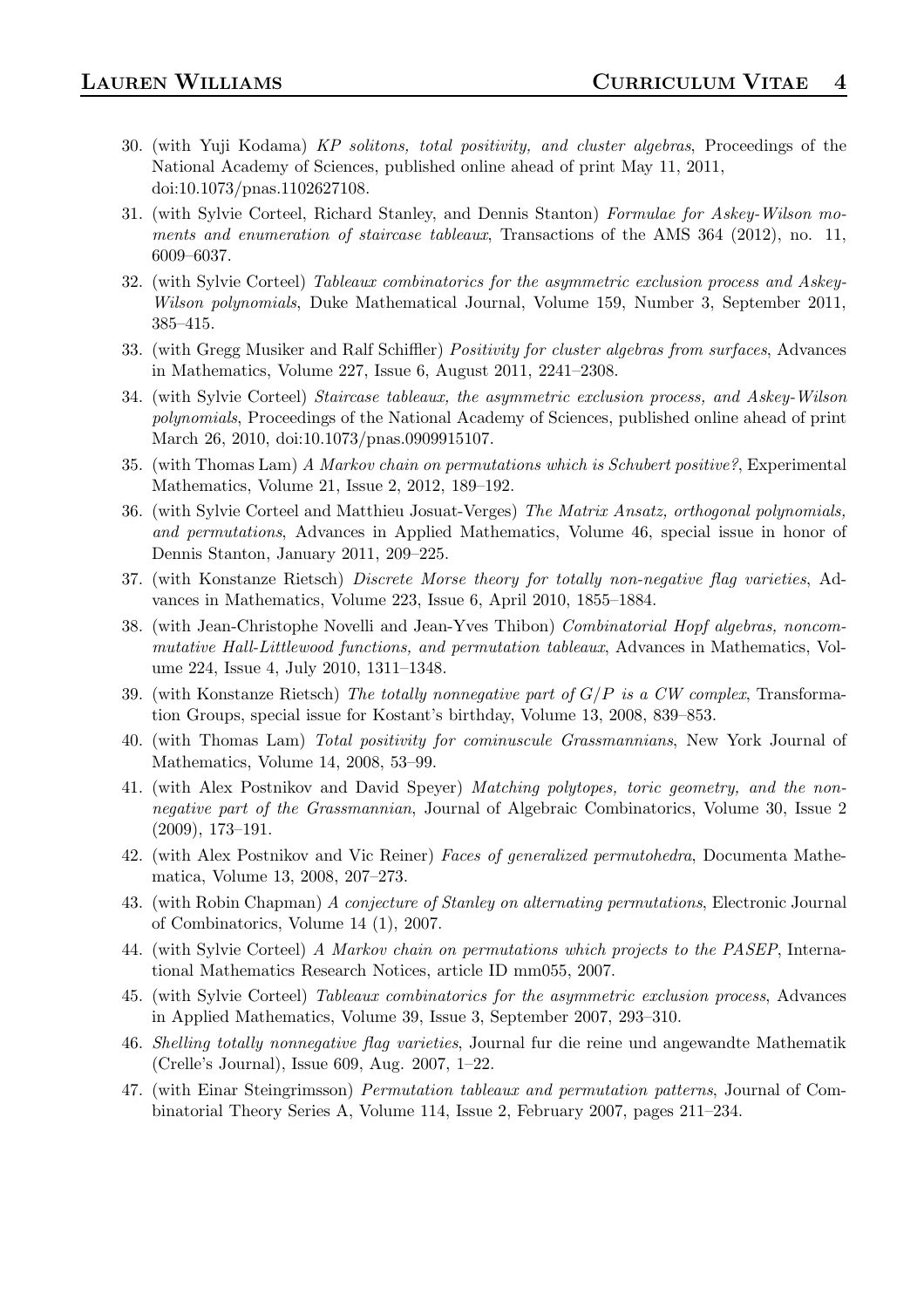30. (with Yuji Kodama) *KP solitons, total positivity, and cluster algebras*, Proceedings of the National Academy of Sciences, published online ahead of print May 11, 2011, doi:10.1073/pnas.1102627108.
31. (with Sylvie Corteel, Richard Stanley, and Dennis Stanton) *Formulae for Askey-Wilson moments and enumeration of staircase tableaux*, Transactions of the AMS 364 (2012), no. 11, 6009–6037.
32. (with Sylvie Corteel) *Tableaux combinatorics for the asymmetric exclusion process and Askey-Wilson polynomials*, Duke Mathematical Journal, Volume 159, Number 3, September 2011, 385–415.
33. (with Gregg Musiker and Ralf Schiffler) *Positivity for cluster algebras from surfaces*, Advances in Mathematics, Volume 227, Issue 6, August 2011, 2241–2308.
34. (with Sylvie Corteel) *Staircase tableaux, the asymmetric exclusion process, and Askey-Wilson polynomials*, Proceedings of the National Academy of Sciences, published online ahead of print March 26, 2010, doi:10.1073/pnas.0909915107.
35. (with Thomas Lam) *A Markov chain on permutations which is Schubert positive?*, Experimental Mathematics, Volume 21, Issue 2, 2012, 189–192.
36. (with Sylvie Corteel and Matthieu Josuat-Verges) *The Matrix Ansatz, orthogonal polynomials, and permutations*, Advances in Applied Mathematics, Volume 46, special issue in honor of Dennis Stanton, January 2011, 209–225.
37. (with Konstanze Rietsch) *Discrete Morse theory for totally non-negative flag varieties*, Advances in Mathematics, Volume 223, Issue 6, April 2010, 1855–1884.
38. (with Jean-Christophe Novelli and Jean-Yves Thibon) *Combinatorial Hopf algebras, noncommutative Hall-Littlewood functions, and permutation tableaux*, Advances in Mathematics, Volume 224, Issue 4, July 2010, 1311–1348.
39. (with Konstanze Rietsch) *The totally nonnegative part of $G/P$ is a CW complex*, Transformation Groups, special issue for Kostant's birthday, Volume 13, 2008, 839–853.
40. (with Thomas Lam) *Total positivity for cominuscule Grassmannians*, New York Journal of Mathematics, Volume 14, 2008, 53–99.
41. (with Alex Postnikov and David Speyer) *Matching polytopes, toric geometry, and the non-negative part of the Grassmannian*, Journal of Algebraic Combinatorics, Volume 30, Issue 2 (2009), 173–191.
42. (with Alex Postnikov and Vic Reiner) *Faces of generalized permutohedra*, Documenta Mathematica, Volume 13, 2008, 207–273.
43. (with Robin Chapman) *A conjecture of Stanley on alternating permutations*, Electronic Journal of Combinatorics, Volume 14 (1), 2007.
44. (with Sylvie Corteel) *A Markov chain on permutations which projects to the PASEP*, International Mathematics Research Notices, article ID mm055, 2007.
45. (with Sylvie Corteel) *Tableaux combinatorics for the asymmetric exclusion process*, Advances in Applied Mathematics, Volume 39, Issue 3, September 2007, 293–310.
46. *Shelling totally nonnegative flag varieties*, Journal fur die reine und angewandte Mathematik (Crelle's Journal), Issue 609, Aug. 2007, 1–22.
47. (with Einar Steingrimsson) *Permutation tableaux and permutation patterns*, Journal of Combinatorial Theory Series A, Volume 114, Issue 2, February 2007, pages 211–234.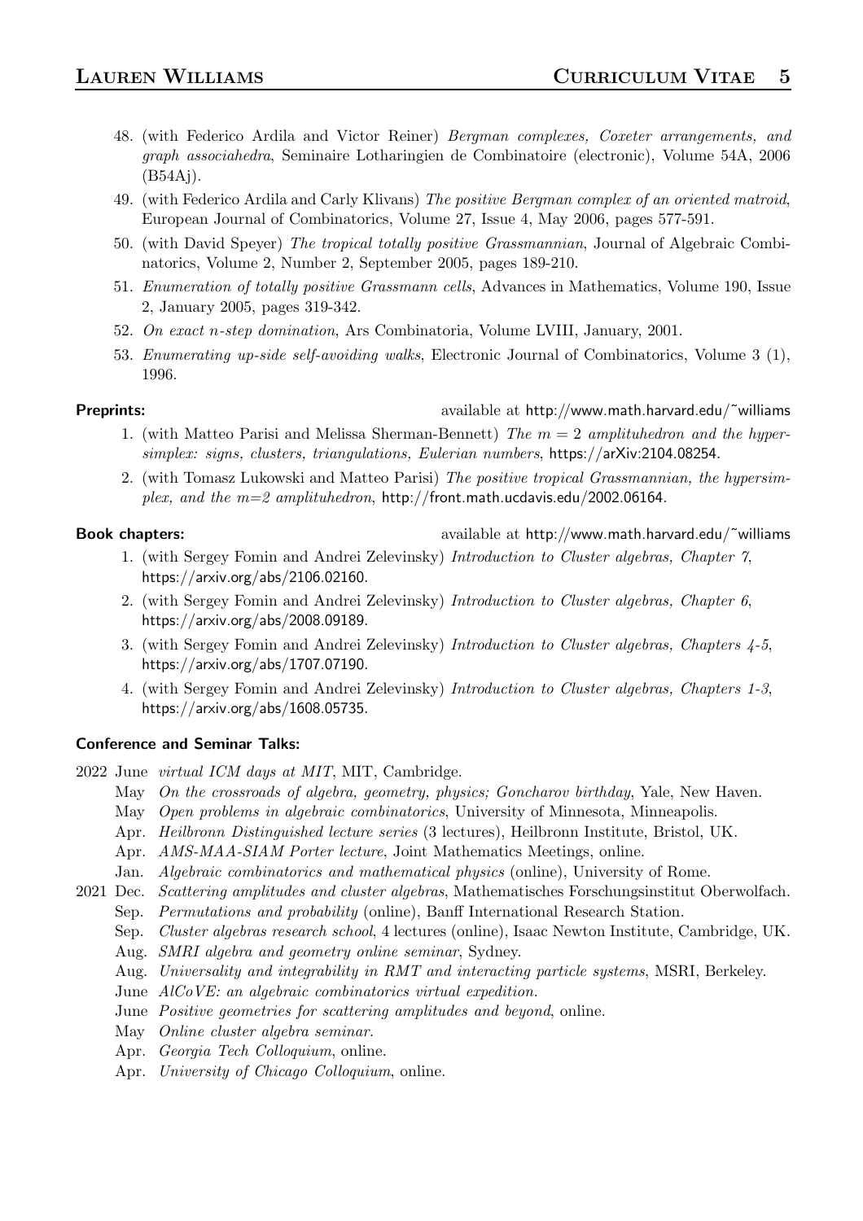48. (with Federico Ardila and Victor Reiner) *Bergman complexes, Coxeter arrangements, and graph associahedra*, Seminaire Lotharingien de Combinatoire (electronic), Volume 54A, 2006 (B54Aj).
49. (with Federico Ardila and Carly Klivans) *The positive Bergman complex of an oriented matroid*, European Journal of Combinatorics, Volume 27, Issue 4, May 2006, pages 577-591.
50. (with David Speyer) *The tropical totally positive Grassmannian*, Journal of Algebraic Combinatorics, Volume 2, Number 2, September 2005, pages 189-210.
51. *Enumeration of totally positive Grassmann cells*, Advances in Mathematics, Volume 190, Issue 2, January 2005, pages 319-342.
52. *On exact n-step domination*, Ars Combinatoria, Volume LVIII, January, 2001.
53. *Enumerating up-side self-avoiding walks*, Electronic Journal of Combinatorics, Volume 3 (1), 1996.

**Preprints:** available at http://www.math.harvard.edu/~williams

1. (with Matteo Parisi and Melissa Sherman-Bennett) *The $m = 2$ amplituhedron and the hypersimplex: signs, clusters, triangulations, Eulerian numbers*, https://arXiv:2104.08254.
2. (with Tomasz Lukowski and Matteo Parisi) *The positive tropical Grassmannian, the hypersimplex, and the m=2 amplituhedron*, http://front.math.ucdavis.edu/2002.06164.

**Book chapters:** available at http://www.math.harvard.edu/~williams

1. (with Sergey Fomin and Andrei Zelevinsky) *Introduction to Cluster algebras, Chapter 7*, https://arxiv.org/abs/2106.02160.
2. (with Sergey Fomin and Andrei Zelevinsky) *Introduction to Cluster algebras, Chapter 6*, https://arxiv.org/abs/2008.09189.
3. (with Sergey Fomin and Andrei Zelevinsky) *Introduction to Cluster algebras, Chapters 4-5*, https://arxiv.org/abs/1707.07190.
4. (with Sergey Fomin and Andrei Zelevinsky) *Introduction to Cluster algebras, Chapters 1-3*, https://arxiv.org/abs/1608.05735.

**Conference and Seminar Talks:**

- 2022 June *virtual ICM days at MIT*, MIT, Cambridge.
  - May *On the crossroads of algebra, geometry, physics; Goncharov birthday*, Yale, New Haven.
  - May *Open problems in algebraic combinatorics*, University of Minnesota, Minneapolis.
  - Apr. *Heilbronn Distinguished lecture series* (3 lectures), Heilbronn Institute, Bristol, UK.
  - Apr. *AMS-MAA-SIAM Porter lecture*, Joint Mathematics Meetings, online.
  - Jan. *Algebraic combinatorics and mathematical physics* (online), University of Rome.
- 2021 Dec. *Scattering amplitudes and cluster algebras*, Mathematisches Forschungsinstitut Oberwolfach.
  - Sep. *Permutations and probability* (online), Banff International Research Station.
  - Sep. *Cluster algebras research school*, 4 lectures (online), Isaac Newton Institute, Cambridge, UK.
  - Aug. *SMRI algebra and geometry online seminar*, Sydney.
  - Aug. *Universality and integrability in RMT and interacting particle systems*, MSRI, Berkeley.
  - June *AlCoVE: an algebraic combinatorics virtual expedition.*
  - June *Positive geometries for scattering amplitudes and beyond*, online.
  - May *Online cluster algebra seminar.*
  - Apr. *Georgia Tech Colloquium*, online.
  - Apr. *University of Chicago Colloquium*, online.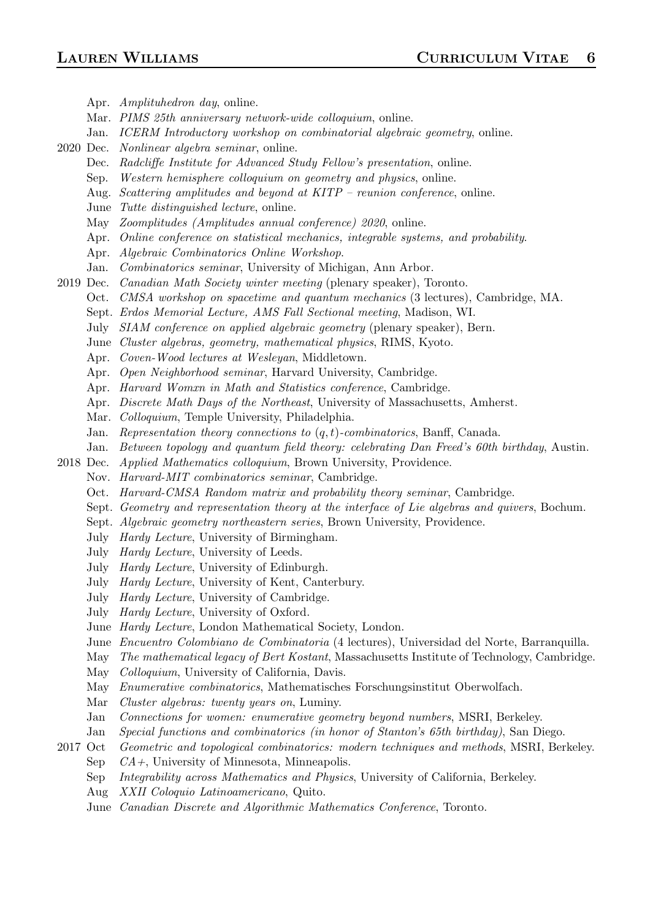Apr. *Amplituhedron day*, online.
Mar. *PIMS 25th anniversary network-wide colloquium*, online.
Jan. *ICERM Introductory workshop on combinatorial algebraic geometry*, online.

2020 Dec. *Nonlinear algebra seminar*, online.
Dec. *Radcliffe Institute for Advanced Study Fellow's presentation*, online.
Sep. *Western hemisphere colloquium on geometry and physics*, online.
Aug. *Scattering amplitudes and beyond at KITP – reunion conference*, online.
June *Tutte distinguished lecture*, online.
May *Zoomplitudes (Amplitudes annual conference) 2020*, online.
Apr. *Online conference on statistical mechanics, integrable systems, and probability*.
Apr. *Algebraic Combinatorics Online Workshop*.
Jan. *Combinatorics seminar*, University of Michigan, Ann Arbor.

2019 Dec. *Canadian Math Society winter meeting* (plenary speaker), Toronto.
Oct. *CMSA workshop on spacetime and quantum mechanics* (3 lectures), Cambridge, MA.
Sept. *Erdos Memorial Lecture, AMS Fall Sectional meeting*, Madison, WI.
July *SIAM conference on applied algebraic geometry* (plenary speaker), Bern.
June *Cluster algebras, geometry, mathematical physics*, RIMS, Kyoto.
Apr. *Coven-Wood lectures at Wesleyan*, Middletown.
Apr. *Open Neighborhood seminar*, Harvard University, Cambridge.
Apr. *Harvard Womxn in Math and Statistics conference*, Cambridge.
Apr. *Discrete Math Days of the Northeast*, University of Massachusetts, Amherst.
Mar. *Colloquium*, Temple University, Philadelphia.
Jan. *Representation theory connections to $(q, t)$-combinatorics*, Banff, Canada.
Jan. *Between topology and quantum field theory: celebrating Dan Freed's 60th birthday*, Austin.

2018 Dec. *Applied Mathematics colloquium*, Brown University, Providence.
Nov. *Harvard-MIT combinatorics seminar*, Cambridge.
Oct. *Harvard-CMSA Random matrix and probability theory seminar*, Cambridge.
Sept. *Geometry and representation theory at the interface of Lie algebras and quivers*, Bochum.
Sept. *Algebraic geometry northeastern series*, Brown University, Providence.
July *Hardy Lecture*, University of Birmingham.
July *Hardy Lecture*, University of Leeds.
July *Hardy Lecture*, University of Edinburgh.
July *Hardy Lecture*, University of Kent, Canterbury.
July *Hardy Lecture*, University of Cambridge.
July *Hardy Lecture*, University of Oxford.
June *Hardy Lecture*, London Mathematical Society, London.
June *Encuentro Colombiano de Combinatoria* (4 lectures), Universidad del Norte, Barranquilla.
May *The mathematical legacy of Bert Kostant*, Massachusetts Institute of Technology, Cambridge.
May *Colloquium*, University of California, Davis.
May *Enumerative combinatorics*, Mathematisches Forschungsinstitut Oberwolfach.
Mar *Cluster algebras: twenty years on*, Luminy.
Jan *Connections for women: enumerative geometry beyond numbers*, MSRI, Berkeley.
Jan *Special functions and combinatorics (in honor of Stanton's 65th birthday)*, San Diego.

2017 Oct *Geometric and topological combinatorics: modern techniques and methods*, MSRI, Berkeley.
Sep *CA+*, University of Minnesota, Minneapolis.
Sep *Integrability across Mathematics and Physics*, University of California, Berkeley.
Aug *XXII Coloquio Latinoamericano*, Quito.
June *Canadian Discrete and Algorithmic Mathematics Conference*, Toronto.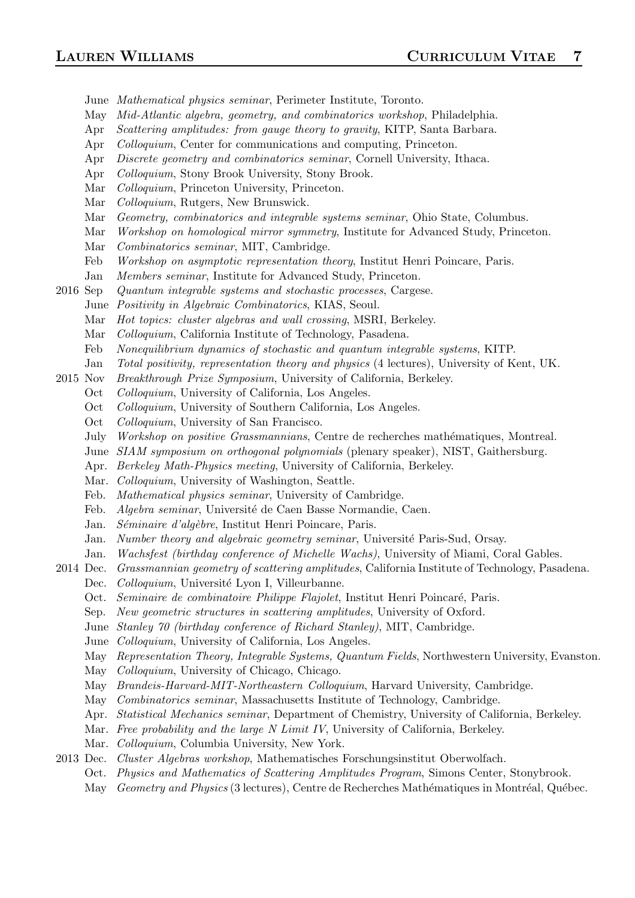June *Mathematical physics seminar*, Perimeter Institute, Toronto.
May *Mid-Atlantic algebra, geometry, and combinatorics workshop*, Philadelphia.
Apr *Scattering amplitudes: from gauge theory to gravity*, KITP, Santa Barbara.
Apr *Colloquium*, Center for communications and computing, Princeton.
Apr *Discrete geometry and combinatorics seminar*, Cornell University, Ithaca.
Apr *Colloquium*, Stony Brook University, Stony Brook.
Mar *Colloquium*, Princeton University, Princeton.
Mar *Colloquium*, Rutgers, New Brunswick.
Mar *Geometry, combinatorics and integrable systems seminar*, Ohio State, Columbus.
Mar *Workshop on homological mirror symmetry*, Institute for Advanced Study, Princeton.
Mar *Combinatorics seminar*, MIT, Cambridge.
Feb *Workshop on asymptotic representation theory*, Institut Henri Poincare, Paris.
Jan *Members seminar*, Institute for Advanced Study, Princeton.

2016 Sep *Quantum integrable systems and stochastic processes*, Cargese.
June *Positivity in Algebraic Combinatorics*, KIAS, Seoul.
Mar *Hot topics: cluster algebras and wall crossing*, MSRI, Berkeley.
Mar *Colloquium*, California Institute of Technology, Pasadena.
Feb *Nonequilibrium dynamics of stochastic and quantum integrable systems*, KITP.
Jan *Total positivity, representation theory and physics* (4 lectures), University of Kent, UK.

2015 Nov *Breakthrough Prize Symposium*, University of California, Berkeley.
Oct *Colloquium*, University of California, Los Angeles.
Oct *Colloquium*, University of Southern California, Los Angeles.
Oct *Colloquium*, University of San Francisco.
July *Workshop on positive Grassmannians*, Centre de recherches mathématiques, Montreal.
June *SIAM symposium on orthogonal polynomials* (plenary speaker), NIST, Gaithersburg.
Apr. *Berkeley Math-Physics meeting*, University of California, Berkeley.
Mar. *Colloquium*, University of Washington, Seattle.
Feb. *Mathematical physics seminar*, University of Cambridge.
Feb. *Algebra seminar*, Université de Caen Basse Normandie, Caen.
Jan. *Séminaire d'algèbre*, Institut Henri Poincare, Paris.
Jan. *Number theory and algebraic geometry seminar*, Université Paris-Sud, Orsay.
Jan. *Wachsfest (birthday conference of Michelle Wachs)*, University of Miami, Coral Gables.

2014 Dec. *Grassmannian geometry of scattering amplitudes*, California Institute of Technology, Pasadena.
Dec. *Colloquium*, Université Lyon I, Villeurbanne.
Oct. *Seminaire de combinatoire Philippe Flajolet*, Institut Henri Poincaré, Paris.
Sep. *New geometric structures in scattering amplitudes*, University of Oxford.
June *Stanley 70 (birthday conference of Richard Stanley)*, MIT, Cambridge.
June *Colloquium*, University of California, Los Angeles.
May *Representation Theory, Integrable Systems, Quantum Fields*, Northwestern University, Evanston.
May *Colloquium*, University of Chicago, Chicago.
May *Brandeis-Harvard-MIT-Northeastern Colloquium*, Harvard University, Cambridge.
May *Combinatorics seminar*, Massachusetts Institute of Technology, Cambridge.
Apr. *Statistical Mechanics seminar*, Department of Chemistry, University of California, Berkeley.
Mar. *Free probability and the large N Limit IV*, University of California, Berkeley.
Mar. *Colloquium*, Columbia University, New York.

2013 Dec. *Cluster Algebras workshop*, Mathematisches Forschungsinstitut Oberwolfach.
Oct. *Physics and Mathematics of Scattering Amplitudes Program*, Simons Center, Stonybrook.
May *Geometry and Physics* (3 lectures), Centre de Recherches Mathématiques in Montréal, Québec.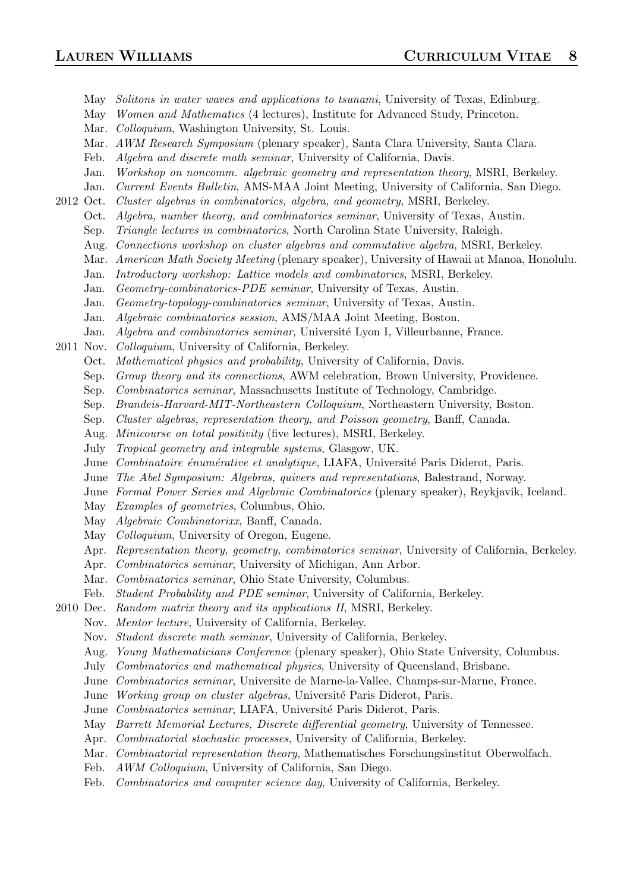May *Solitons in water waves and applications to tsunami*, University of Texas, Edinburg.
May *Women and Mathematics* (4 lectures), Institute for Advanced Study, Princeton.
Mar. *Colloquium*, Washington University, St. Louis.
Mar. *AWM Research Symposium* (plenary speaker), Santa Clara University, Santa Clara.
Feb. *Algebra and discrete math seminar*, University of California, Davis.
Jan. *Workshop on noncomm. algebraic geometry and representation theory*, MSRI, Berkeley.
Jan. *Current Events Bulletin*, AMS-MAA Joint Meeting, University of California, San Diego.

2012 Oct. *Cluster algebras in combinatorics, algebra, and geometry*, MSRI, Berkeley.
Oct. *Algebra, number theory, and combinatorics seminar*, University of Texas, Austin.
Sep. *Triangle lectures in combinatorics*, North Carolina State University, Raleigh.
Aug. *Connections workshop on cluster algebras and commutative algebra*, MSRI, Berkeley.
Mar. *American Math Society Meeting* (plenary speaker), University of Hawaii at Manoa, Honolulu.
Jan. *Introductory workshop: Lattice models and combinatorics*, MSRI, Berkeley.
Jan. *Geometry-combinatorics-PDE seminar*, University of Texas, Austin.
Jan. *Geometry-topology-combinatorics seminar*, University of Texas, Austin.
Jan. *Algebraic combinatorics session*, AMS/MAA Joint Meeting, Boston.
Jan. *Algebra and combinatorics seminar*, Université Lyon I, Villeurbanne, France.

2011 Nov. *Colloquium*, University of California, Berkeley.
Oct. *Mathematical physics and probability*, University of California, Davis.
Sep. *Group theory and its connections*, AWM celebration, Brown University, Providence.
Sep. *Combinatorics seminar*, Massachusetts Institute of Technology, Cambridge.
Sep. *Brandeis-Harvard-MIT-Northeastern Colloquium*, Northeastern University, Boston.
Sep. *Cluster algebras, representation theory, and Poisson geometry*, Banff, Canada.
Aug. *Minicourse on total positivity* (five lectures), MSRI, Berkeley.
July *Tropical geometry and integrable systems*, Glasgow, UK.
June *Combinatoire énumérative et analytique*, LIAFA, Université Paris Diderot, Paris.
June *The Abel Symposium: Algebras, quivers and representations*, Balestrand, Norway.
June *Formal Power Series and Algebraic Combinatorics* (plenary speaker), Reykjavik, Iceland.
May *Examples of geometries*, Columbus, Ohio.
May *Algebraic Combinatorixx*, Banff, Canada.
May *Colloquium*, University of Oregon, Eugene.
Apr. *Representation theory, geometry, combinatorics seminar*, University of California, Berkeley.
Apr. *Combinatorics seminar*, University of Michigan, Ann Arbor.
Mar. *Combinatorics seminar*, Ohio State University, Columbus.
Feb. *Student Probability and PDE seminar*, University of California, Berkeley.

2010 Dec. *Random matrix theory and its applications II*, MSRI, Berkeley.
Nov. *Mentor lecture*, University of California, Berkeley.
Nov. *Student discrete math seminar*, University of California, Berkeley.
Aug. *Young Mathematicians Conference* (plenary speaker), Ohio State University, Columbus.
July *Combinatorics and mathematical physics*, University of Queensland, Brisbane.
June *Combinatorics seminar*, Universite de Marne-la-Vallee, Champs-sur-Marne, France.
June *Working group on cluster algebras*, Université Paris Diderot, Paris.
June *Combinatorics seminar*, LIAFA, Université Paris Diderot, Paris.
May *Barrett Memorial Lectures, Discrete differential geometry*, University of Tennessee.
Apr. *Combinatorial stochastic processes*, University of California, Berkeley.
Mar. *Combinatorial representation theory*, Mathematisches Forschungsinstitut Oberwolfach.
Feb. *AWM Colloquium*, University of California, San Diego.
Feb. *Combinatorics and computer science day*, University of California, Berkeley.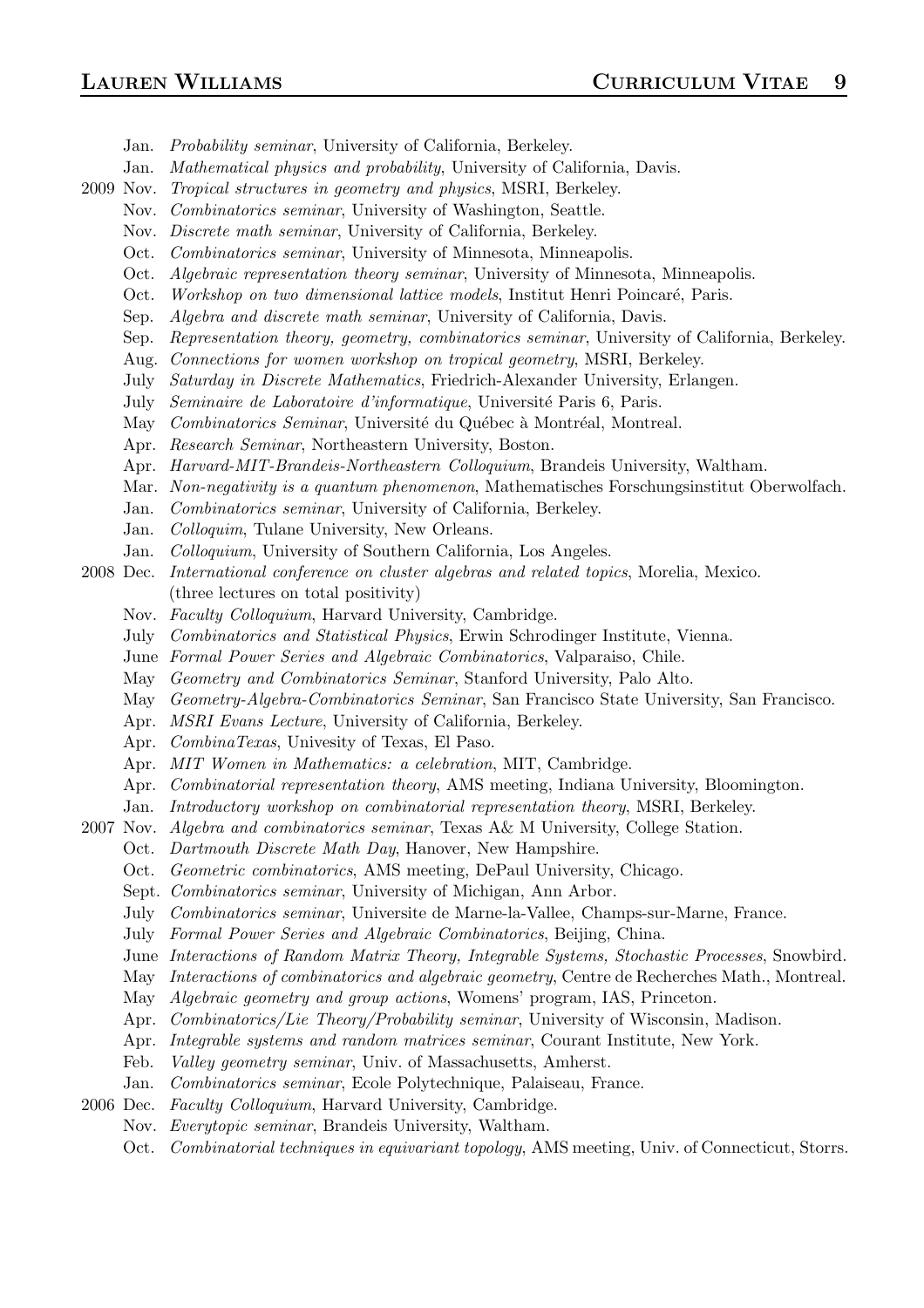Jan. *Probability seminar*, University of California, Berkeley.
Jan. *Mathematical physics and probability*, University of California, Davis.

2009 Nov. *Tropical structures in geometry and physics*, MSRI, Berkeley.
Nov. *Combinatorics seminar*, University of Washington, Seattle.
Nov. *Discrete math seminar*, University of California, Berkeley.
Oct. *Combinatorics seminar*, University of Minnesota, Minneapolis.
Oct. *Algebraic representation theory seminar*, University of Minnesota, Minneapolis.
Oct. *Workshop on two dimensional lattice models*, Institut Henri Poincaré, Paris.
Sep. *Algebra and discrete math seminar*, University of California, Davis.
Sep. *Representation theory, geometry, combinatorics seminar*, University of California, Berkeley.
Aug. *Connections for women workshop on tropical geometry*, MSRI, Berkeley.
July *Saturday in Discrete Mathematics*, Friedrich-Alexander University, Erlangen.
July *Seminaire de Laboratoire d'informatique*, Université Paris 6, Paris.
May *Combinatorics Seminar*, Université du Québec à Montréal, Montreal.
Apr. *Research Seminar*, Northeastern University, Boston.
Apr. *Harvard-MIT-Brandeis-Northeastern Colloquium*, Brandeis University, Waltham.
Mar. *Non-negativity is a quantum phenomenon*, Mathematisches Forschungsinstitut Oberwolfach.
Jan. *Combinatorics seminar*, University of California, Berkeley.
Jan. *Colloquim*, Tulane University, New Orleans.
Jan. *Colloquium*, University of Southern California, Los Angeles.

2008 Dec. *International conference on cluster algebras and related topics*, Morelia, Mexico. (three lectures on total positivity)
Nov. *Faculty Colloquium*, Harvard University, Cambridge.
July *Combinatorics and Statistical Physics*, Erwin Schrodinger Institute, Vienna.
June *Formal Power Series and Algebraic Combinatorics*, Valparaiso, Chile.
May *Geometry and Combinatorics Seminar*, Stanford University, Palo Alto.
May *Geometry-Algebra-Combinatorics Seminar*, San Francisco State University, San Francisco.
Apr. *MSRI Evans Lecture*, University of California, Berkeley.
Apr. *CombinaTexas*, Univesity of Texas, El Paso.
Apr. *MIT Women in Mathematics: a celebration*, MIT, Cambridge.
Apr. *Combinatorial representation theory*, AMS meeting, Indiana University, Bloomington.
Jan. *Introductory workshop on combinatorial representation theory*, MSRI, Berkeley.

2007 Nov. *Algebra and combinatorics seminar*, Texas A& M University, College Station.
Oct. *Dartmouth Discrete Math Day*, Hanover, New Hampshire.
Oct. *Geometric combinatorics*, AMS meeting, DePaul University, Chicago.
Sept. *Combinatorics seminar*, University of Michigan, Ann Arbor.
July *Combinatorics seminar*, Universite de Marne-la-Vallee, Champs-sur-Marne, France.
July *Formal Power Series and Algebraic Combinatorics*, Beijing, China.
June *Interactions of Random Matrix Theory, Integrable Systems, Stochastic Processes*, Snowbird.
May *Interactions of combinatorics and algebraic geometry*, Centre de Recherches Math., Montreal.
May *Algebraic geometry and group actions*, Womens' program, IAS, Princeton.
Apr. *Combinatorics/Lie Theory/Probability seminar*, University of Wisconsin, Madison.
Apr. *Integrable systems and random matrices seminar*, Courant Institute, New York.
Feb. *Valley geometry seminar*, Univ. of Massachusetts, Amherst.
Jan. *Combinatorics seminar*, Ecole Polytechnique, Palaiseau, France.

2006 Dec. *Faculty Colloquium*, Harvard University, Cambridge.
Nov. *Everytopic seminar*, Brandeis University, Waltham.
Oct. *Combinatorial techniques in equivariant topology*, AMS meeting, Univ. of Connecticut, Storrs.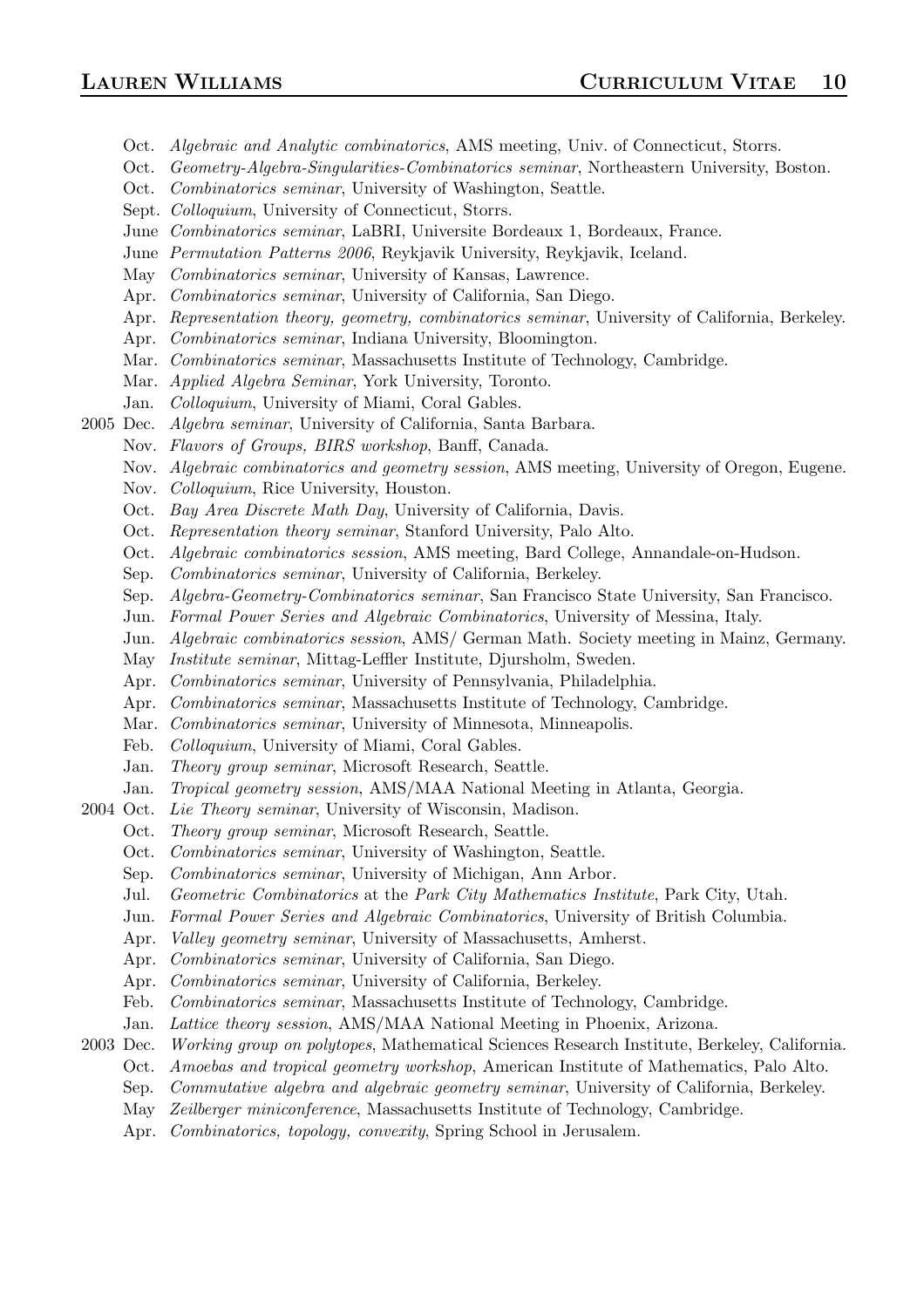Oct. *Algebraic and Analytic combinatorics*, AMS meeting, Univ. of Connecticut, Storrs.
Oct. *Geometry-Algebra-Singularities-Combinatorics seminar*, Northeastern University, Boston.
Oct. *Combinatorics seminar*, University of Washington, Seattle.
Sept. *Colloquium*, University of Connecticut, Storrs.
June *Combinatorics seminar*, LaBRI, Universite Bordeaux 1, Bordeaux, France.
June *Permutation Patterns 2006*, Reykjavik University, Reykjavik, Iceland.
May *Combinatorics seminar*, University of Kansas, Lawrence.
Apr. *Combinatorics seminar*, University of California, San Diego.
Apr. *Representation theory, geometry, combinatorics seminar*, University of California, Berkeley.
Apr. *Combinatorics seminar*, Indiana University, Bloomington.
Mar. *Combinatorics seminar*, Massachusetts Institute of Technology, Cambridge.
Mar. *Applied Algebra Seminar*, York University, Toronto.
Jan. *Colloquium*, University of Miami, Coral Gables.

2005 Dec. *Algebra seminar*, University of California, Santa Barbara.
Nov. *Flavors of Groups, BIRS workshop*, Banff, Canada.
Nov. *Algebraic combinatorics and geometry session*, AMS meeting, University of Oregon, Eugene.
Nov. *Colloquium*, Rice University, Houston.
Oct. *Bay Area Discrete Math Day*, University of California, Davis.
Oct. *Representation theory seminar*, Stanford University, Palo Alto.
Oct. *Algebraic combinatorics session*, AMS meeting, Bard College, Annandale-on-Hudson.
Sep. *Combinatorics seminar*, University of California, Berkeley.
Sep. *Algebra-Geometry-Combinatorics seminar*, San Francisco State University, San Francisco.
Jun. *Formal Power Series and Algebraic Combinatorics*, University of Messina, Italy.
Jun. *Algebraic combinatorics session*, AMS/ German Math. Society meeting in Mainz, Germany.
May *Institute seminar*, Mittag-Leffler Institute, Djursholm, Sweden.
Apr. *Combinatorics seminar*, University of Pennsylvania, Philadelphia.
Apr. *Combinatorics seminar*, Massachusetts Institute of Technology, Cambridge.
Mar. *Combinatorics seminar*, University of Minnesota, Minneapolis.
Feb. *Colloquium*, University of Miami, Coral Gables.
Jan. *Theory group seminar*, Microsoft Research, Seattle.
Jan. *Tropical geometry session*, AMS/MAA National Meeting in Atlanta, Georgia.

2004 Oct. *Lie Theory seminar*, University of Wisconsin, Madison.
Oct. *Theory group seminar*, Microsoft Research, Seattle.
Oct. *Combinatorics seminar*, University of Washington, Seattle.
Sep. *Combinatorics seminar*, University of Michigan, Ann Arbor.
Jul. *Geometric Combinatorics* at the *Park City Mathematics Institute*, Park City, Utah.
Jun. *Formal Power Series and Algebraic Combinatorics*, University of British Columbia.
Apr. *Valley geometry seminar*, University of Massachusetts, Amherst.
Apr. *Combinatorics seminar*, University of California, San Diego.
Apr. *Combinatorics seminar*, University of California, Berkeley.
Feb. *Combinatorics seminar*, Massachusetts Institute of Technology, Cambridge.
Jan. *Lattice theory session*, AMS/MAA National Meeting in Phoenix, Arizona.

2003 Dec. *Working group on polytopes*, Mathematical Sciences Research Institute, Berkeley, California.
Oct. *Amoebas and tropical geometry workshop*, American Institute of Mathematics, Palo Alto.
Sep. *Commutative algebra and algebraic geometry seminar*, University of California, Berkeley.
May *Zeilberger miniconference*, Massachusetts Institute of Technology, Cambridge.
Apr. *Combinatorics, topology, convexity*, Spring School in Jerusalem.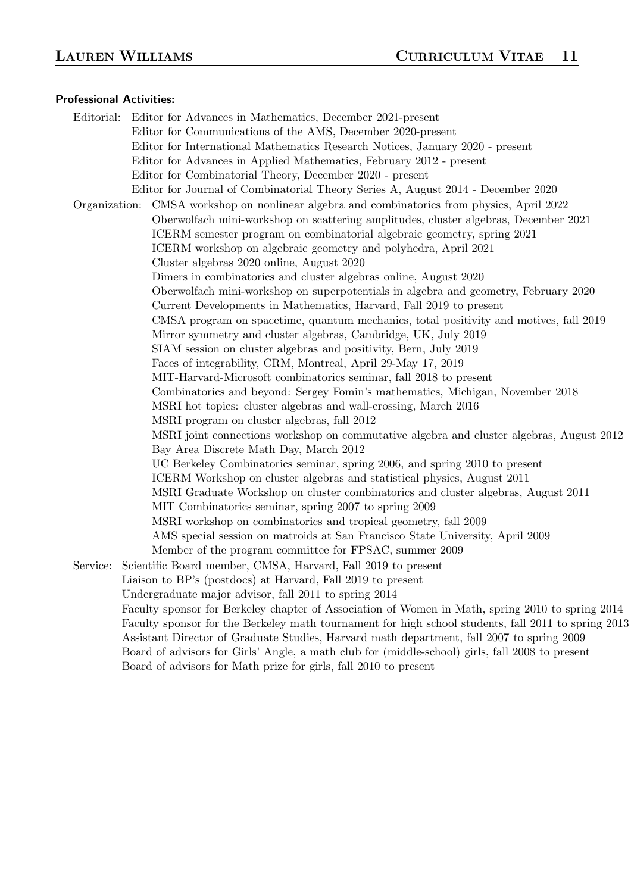**Professional Activities:**

Editorial:
- Editor for Advances in Mathematics, December 2021-present
- Editor for Communications of the AMS, December 2020-present
- Editor for International Mathematics Research Notices, January 2020 - present
- Editor for Advances in Applied Mathematics, February 2012 - present
- Editor for Combinatorial Theory, December 2020 - present
- Editor for Journal of Combinatorial Theory Series A, August 2014 - December 2020

Organization:
- CMSA workshop on nonlinear algebra and combinatorics from physics, April 2022
- Oberwolfach mini-workshop on scattering amplitudes, cluster algebras, December 2021
- ICERM semester program on combinatorial algebraic geometry, spring 2021
- ICERM workshop on algebraic geometry and polyhedra, April 2021
- Cluster algebras 2020 online, August 2020
- Dimers in combinatorics and cluster algebras online, August 2020
- Oberwolfach mini-workshop on superpotentials in algebra and geometry, February 2020
- Current Developments in Mathematics, Harvard, Fall 2019 to present
- CMSA program on spacetime, quantum mechanics, total positivity and motives, fall 2019
- Mirror symmetry and cluster algebras, Cambridge, UK, July 2019
- SIAM session on cluster algebras and positivity, Bern, July 2019
- Faces of integrability, CRM, Montreal, April 29-May 17, 2019
- MIT-Harvard-Microsoft combinatorics seminar, fall 2018 to present
- Combinatorics and beyond: Sergey Fomin's mathematics, Michigan, November 2018
- MSRI hot topics: cluster algebras and wall-crossing, March 2016
- MSRI program on cluster algebras, fall 2012
- MSRI joint connections workshop on commutative algebra and cluster algebras, August 2012
- Bay Area Discrete Math Day, March 2012
- UC Berkeley Combinatorics seminar, spring 2006, and spring 2010 to present
- ICERM Workshop on cluster algebras and statistical physics, August 2011
- MSRI Graduate Workshop on cluster combinatorics and cluster algebras, August 2011
- MIT Combinatorics seminar, spring 2007 to spring 2009
- MSRI workshop on combinatorics and tropical geometry, fall 2009
- AMS special session on matroids at San Francisco State University, April 2009
- Member of the program committee for FPSAC, summer 2009

Service:
- Scientific Board member, CMSA, Harvard, Fall 2019 to present
- Liaison to BP's (postdocs) at Harvard, Fall 2019 to present
- Undergraduate major advisor, fall 2011 to spring 2014
- Faculty sponsor for Berkeley chapter of Association of Women in Math, spring 2010 to spring 2014
- Faculty sponsor for the Berkeley math tournament for high school students, fall 2011 to spring 2013
- Assistant Director of Graduate Studies, Harvard math department, fall 2007 to spring 2009
- Board of advisors for Girls' Angle, a math club for (middle-school) girls, fall 2008 to present
- Board of advisors for Math prize for girls, fall 2010 to present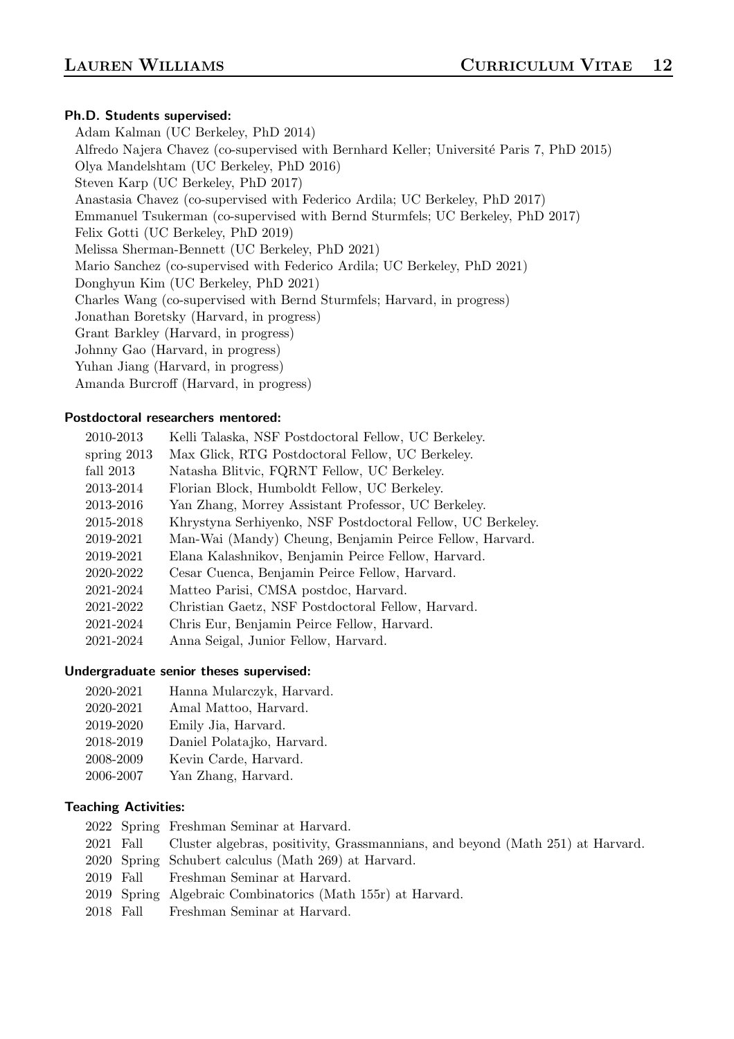#### Ph.D. Students supervised:

Adam Kalman (UC Berkeley, PhD 2014)
Alfredo Najera Chavez (co-supervised with Bernhard Keller; Université Paris 7, PhD 2015)
Olya Mandelshtam (UC Berkeley, PhD 2016)
Steven Karp (UC Berkeley, PhD 2017)
Anastasia Chavez (co-supervised with Federico Ardila; UC Berkeley, PhD 2017)
Emmanuel Tsukerman (co-supervised with Bernd Sturmfels; UC Berkeley, PhD 2017)
Felix Gotti (UC Berkeley, PhD 2019)
Melissa Sherman-Bennett (UC Berkeley, PhD 2021)
Mario Sanchez (co-supervised with Federico Ardila; UC Berkeley, PhD 2021)
Donghyun Kim (UC Berkeley, PhD 2021)
Charles Wang (co-supervised with Bernd Sturmfels; Harvard, in progress)
Jonathan Boretsky (Harvard, in progress)
Grant Barkley (Harvard, in progress)
Johnny Gao (Harvard, in progress)
Yuhan Jiang (Harvard, in progress)
Amanda Burcroff (Harvard, in progress)

#### Postdoctoral researchers mentored:

| | |
|---|---|
| 2010-2013 | Kelli Talaska, NSF Postdoctoral Fellow, UC Berkeley. |
| spring 2013 | Max Glick, RTG Postdoctoral Fellow, UC Berkeley. |
| fall 2013 | Natasha Blitvic, FQRNT Fellow, UC Berkeley. |
| 2013-2014 | Florian Block, Humboldt Fellow, UC Berkeley. |
| 2013-2016 | Yan Zhang, Morrey Assistant Professor, UC Berkeley. |
| 2015-2018 | Khrystyna Serhiyenko, NSF Postdoctoral Fellow, UC Berkeley. |
| 2019-2021 | Man-Wai (Mandy) Cheung, Benjamin Peirce Fellow, Harvard. |
| 2019-2021 | Elana Kalashnikov, Benjamin Peirce Fellow, Harvard. |
| 2020-2022 | Cesar Cuenca, Benjamin Peirce Fellow, Harvard. |
| 2021-2024 | Matteo Parisi, CMSA postdoc, Harvard. |
| 2021-2022 | Christian Gaetz, NSF Postdoctoral Fellow, Harvard. |
| 2021-2024 | Chris Eur, Benjamin Peirce Fellow, Harvard. |
| 2021-2024 | Anna Seigal, Junior Fellow, Harvard. |

#### Undergraduate senior theses supervised:

| | |
|---|---|
| 2020-2021 | Hanna Mularczyk, Harvard. |
| 2020-2021 | Amal Mattoo, Harvard. |
| 2019-2020 | Emily Jia, Harvard. |
| 2018-2019 | Daniel Polatajko, Harvard. |
| 2008-2009 | Kevin Carde, Harvard. |
| 2006-2007 | Yan Zhang, Harvard. |

#### Teaching Activities:

| | | |
|---|---|---|
| 2022 | Spring | Freshman Seminar at Harvard. |
| 2021 | Fall | Cluster algebras, positivity, Grassmannians, and beyond (Math 251) at Harvard. |
| 2020 | Spring | Schubert calculus (Math 269) at Harvard. |
| 2019 | Fall | Freshman Seminar at Harvard. |
| 2019 | Spring | Algebraic Combinatorics (Math 155r) at Harvard. |
| 2018 | Fall | Freshman Seminar at Harvard. |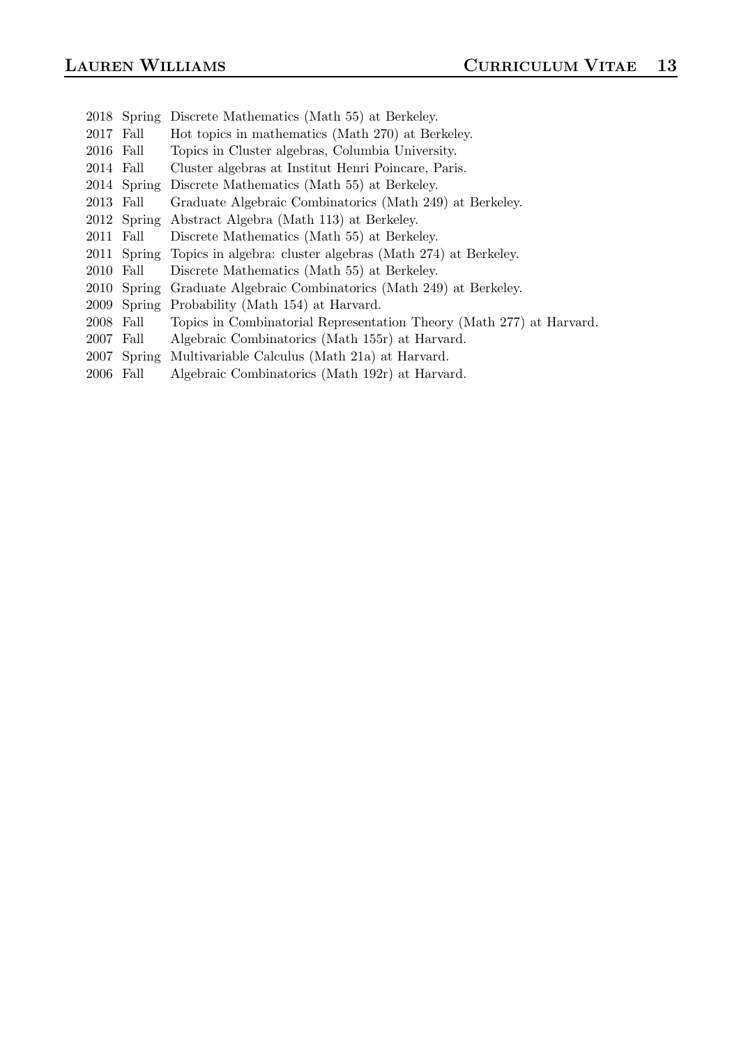| | | |
|---|---|---|
| 2018 | Spring | Discrete Mathematics (Math 55) at Berkeley. |
| 2017 | Fall | Hot topics in mathematics (Math 270) at Berkeley. |
| 2016 | Fall | Topics in Cluster algebras, Columbia University. |
| 2014 | Fall | Cluster algebras at Institut Henri Poincare, Paris. |
| 2014 | Spring | Discrete Mathematics (Math 55) at Berkeley. |
| 2013 | Fall | Graduate Algebraic Combinatorics (Math 249) at Berkeley. |
| 2012 | Spring | Abstract Algebra (Math 113) at Berkeley. |
| 2011 | Fall | Discrete Mathematics (Math 55) at Berkeley. |
| 2011 | Spring | Topics in algebra: cluster algebras (Math 274) at Berkeley. |
| 2010 | Fall | Discrete Mathematics (Math 55) at Berkeley. |
| 2010 | Spring | Graduate Algebraic Combinatorics (Math 249) at Berkeley. |
| 2009 | Spring | Probability (Math 154) at Harvard. |
| 2008 | Fall | Topics in Combinatorial Representation Theory (Math 277) at Harvard. |
| 2007 | Fall | Algebraic Combinatorics (Math 155r) at Harvard. |
| 2007 | Spring | Multivariable Calculus (Math 21a) at Harvard. |
| 2006 | Fall | Algebraic Combinatorics (Math 192r) at Harvard. |